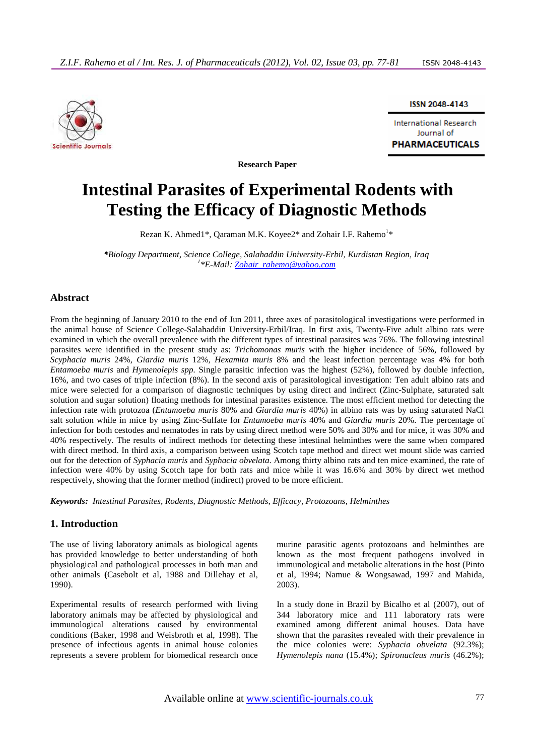Research Paper

# Intestinal Parasites of Experimental Rodents with Testing the Efficacy of Diagnostic Methods

Rezan K. Ahmed1*, Qaraman M.K. Koyee2* and Zohair I.F. Rahemo[1]*

**\***Biology Department, Science College, Salahaddin University-Erbil, Kurdistan Region, Iraq
[1]*E-Mail: Zohair_rahemo@yahoo.com

## Abstract

From the beginning of January 2010 to the end of Jun 2011, three axes of parasitological investigations were performed in the animal house of Science College-Salahaddin University-Erbil/Iraq. In first axis, Twenty-Five adult albino rats were examined in which the overall prevalence with the different types of intestinal parasites was 76%. The following intestinal parasites were identified in the present study as: *Trichomonas muris* with the higher incidence of 56%, followed by *Scyphacia muris* 24%, *Giardia muris* 12%, *Hexamita muris* 8% and the least infection percentage was 4% for both *Entamoeba muris* and *Hymenolepis spp.* Single parasitic infection was the highest (52%), followed by double infection, 16%, and two cases of triple infection (8%). In the second axis of parasitological investigation: Ten adult albino rats and mice were selected for a comparison of diagnostic techniques by using direct and indirect (Zinc-Sulphate, saturated salt solution and sugar solution) floating methods for intestinal parasites existence. The most efficient method for detecting the infection rate with protozoa (*Entamoeba muris* 80% and *Giardia muris* 40%) in albino rats was by using saturated NaCl salt solution while in mice by using Zinc-Sulfate for *Entamoeba muris* 40% and *Giardia muris* 20%. The percentage of infection for both cestodes and nematodes in rats by using direct method were 50% and 30% and for mice, it was 30% and 40% respectively. The results of indirect methods for detecting these intestinal helminthes were the same when compared with direct method. In third axis, a comparison between using Scotch tape method and direct wet mount slide was carried out for the detection of *Syphacia muris* and *Syphacia obvelata.* Among thirty albino rats and ten mice examined, the rate of infection were 40% by using Scotch tape for both rats and mice while it was 16.6% and 30% by direct wet method respectively, showing that the former method (indirect) proved to be more efficient.

***Keywords:*** *Intestinal Parasites, Rodents, Diagnostic Methods, Efficacy, Protozoans, Helminthes*

## 1. Introduction

The use of living laboratory animals as biological agents has provided knowledge to better understanding of both physiological and pathological processes in both man and other animals **(**Casebolt et al, 1988 and Dillehay et al, 1990).

Experimental results of research performed with living laboratory animals may be affected by physiological and immunological alterations caused by environmental conditions (Baker, 1998 and Weisbroth et al, 1998). The presence of infectious agents in animal house colonies represents a severe problem for biomedical research once murine parasitic agents protozoans and helminthes are known as the most frequent pathogens involved in immunological and metabolic alterations in the host (Pinto et al, 1994; Namue & Wongsawad, 1997 and Mahida, 2003).

In a study done in Brazil by Bicalho et al (2007), out of 344 laboratory mice and 111 laboratory rats were examined among different animal houses. Data have shown that the parasites revealed with their prevalence in the mice colonies were: *Syphacia obvelata* (92.3%); *Hymenolepis nana* (15.4%); *Spironucleus muris* (46.2%);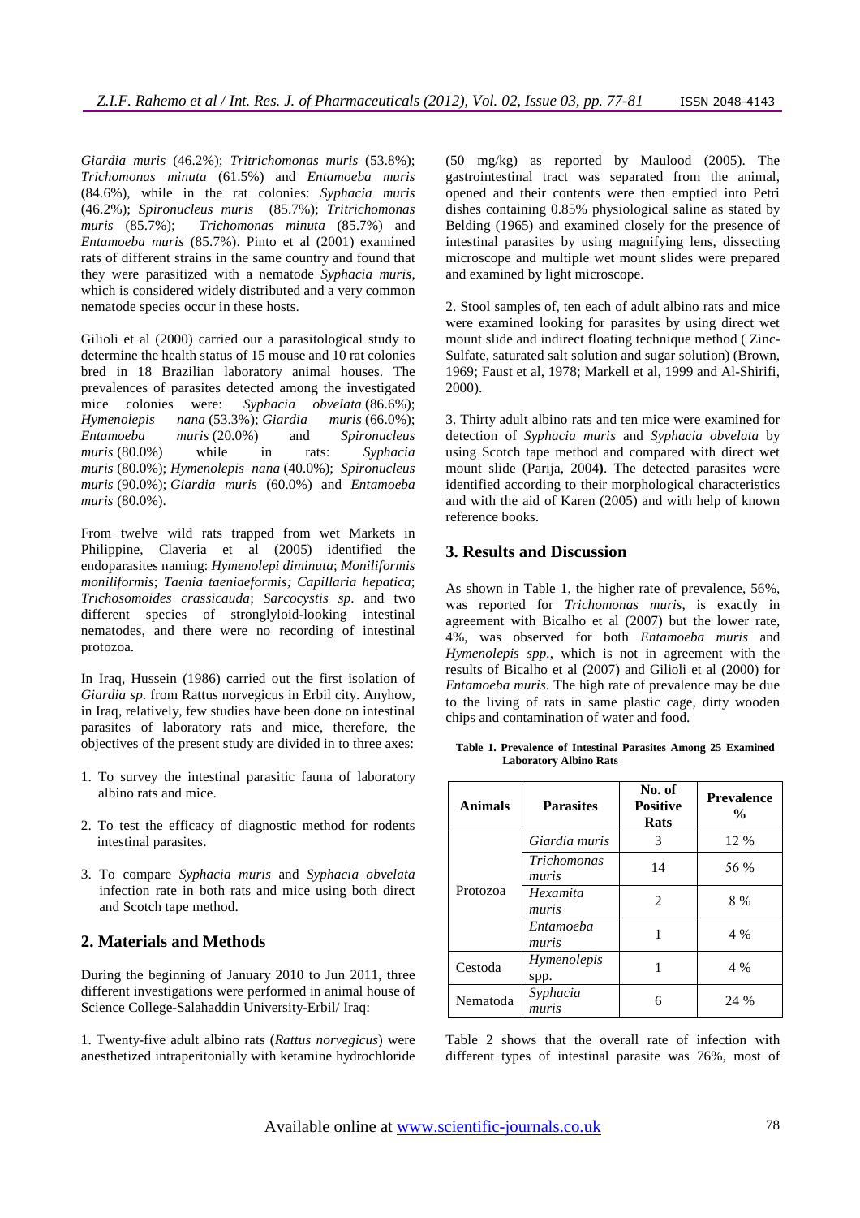*Giardia muris* (46.2%); *Tritrichomonas muris* (53.8%); *Trichomonas minuta* (61.5%) and *Entamoeba muris* (84.6%), while in the rat colonies: *Syphacia muris* (46.2%); *Spironucleus muris* (85.7%); *Tritrichomonas muris* (85.7%); *Trichomonas minuta* (85.7%) and *Entamoeba muris* (85.7%). Pinto et al (2001) examined rats of different strains in the same country and found that they were parasitized with a nematode *Syphacia muris*, which is considered widely distributed and a very common nematode species occur in these hosts.

Gilioli et al (2000) carried our a parasitological study to determine the health status of 15 mouse and 10 rat colonies bred in 18 Brazilian laboratory animal houses. The prevalences of parasites detected among the investigated mice colonies were: *Syphacia obvelata* (86.6%); *Hymenolepis nana* (53.3%); *Giardia muris* (66.0%); *Entamoeba muris* (20.0%) and *Spironucleus muris* (80.0%) while in rats: *Syphacia muris* (80.0%); *Hymenolepis nana* (40.0%); *Spironucleus muris* (90.0%); *Giardia muris* (60.0%) and *Entamoeba muris* (80.0%).

From twelve wild rats trapped from wet Markets in Philippine, Claveria et al (2005) identified the endoparasites naming: *Hymenolepi diminuta*; *Moniliformis moniliformis*; *Taenia taeniaeformis; Capillaria hepatica*; *Trichosomoides crassicauda*; *Sarcocystis sp*. and two different species of strongyloid-looking intestinal nematodes, and there were no recording of intestinal protozoa.

In Iraq, Hussein (1986) carried out the first isolation of *Giardia sp*. from Rattus norvegicus in Erbil city. Anyhow, in Iraq, relatively, few studies have been done on intestinal parasites of laboratory rats and mice, therefore, the objectives of the present study are divided in to three axes:

1. To survey the intestinal parasitic fauna of laboratory albino rats and mice.
2. To test the efficacy of diagnostic method for rodents intestinal parasites.
3. To compare *Syphacia muris* and *Syphacia obvelata* infection rate in both rats and mice using both direct and Scotch tape method.

## 2. Materials and Methods

During the beginning of January 2010 to Jun 2011, three different investigations were performed in animal house of Science College-Salahaddin University-Erbil/ Iraq:

1. Twenty-five adult albino rats (*Rattus norvegicus*) were anesthetized intraperitonially with ketamine hydrochloride (50 mg/kg) as reported by Maulood (2005). The gastrointestinal tract was separated from the animal, opened and their contents were then emptied into Petri dishes containing 0.85% physiological saline as stated by Belding (1965) and examined closely for the presence of intestinal parasites by using magnifying lens, dissecting microscope and multiple wet mount slides were prepared and examined by light microscope.

2. Stool samples of, ten each of adult albino rats and mice were examined looking for parasites by using direct wet mount slide and indirect floating technique method ( Zinc-Sulfate, saturated salt solution and sugar solution) (Brown, 1969; Faust et al, 1978; Markell et al, 1999 and Al-Shirifi, 2000).

3. Thirty adult albino rats and ten mice were examined for detection of *Syphacia muris* and *Syphacia obvelata* by using Scotch tape method and compared with direct wet mount slide (Parija, 2004**)**. The detected parasites were identified according to their morphological characteristics and with the aid of Karen (2005) and with help of known reference books.

## 3. Results and Discussion

As shown in Table 1, the higher rate of prevalence, 56%, was reported for *Trichomonas muris*, is exactly in agreement with Bicalho et al (2007) but the lower rate, 4%, was observed for both *Entamoeba muris* and *Hymenolepis spp.*, which is not in agreement with the results of Bicalho et al (2007) and Gilioli et al (2000) for *Entamoeba muris*. The high rate of prevalence may be due to the living of rats in same plastic cage, dirty wooden chips and contamination of water and food.

**Table 1. Prevalence of Intestinal Parasites Among 25 Examined Laboratory Albino Rats**

| Animals | Parasites | No. of Positive Rats | Prevalence % |
|---|---|---|---|
| Protozoa | *Giardia muris* | 3 | 12 % |
| | *Trichomonas muris* | 14 | 56 % |
| | *Hexamita muris* | 2 | 8 % |
| | *Entamoeba muris* | 1 | 4 % |
| Cestoda | *Hymenolepis* spp. | 1 | 4 % |
| Nematoda | *Syphacia muris* | 6 | 24 % |

Table 2 shows that the overall rate of infection with different types of intestinal parasite was 76%, most of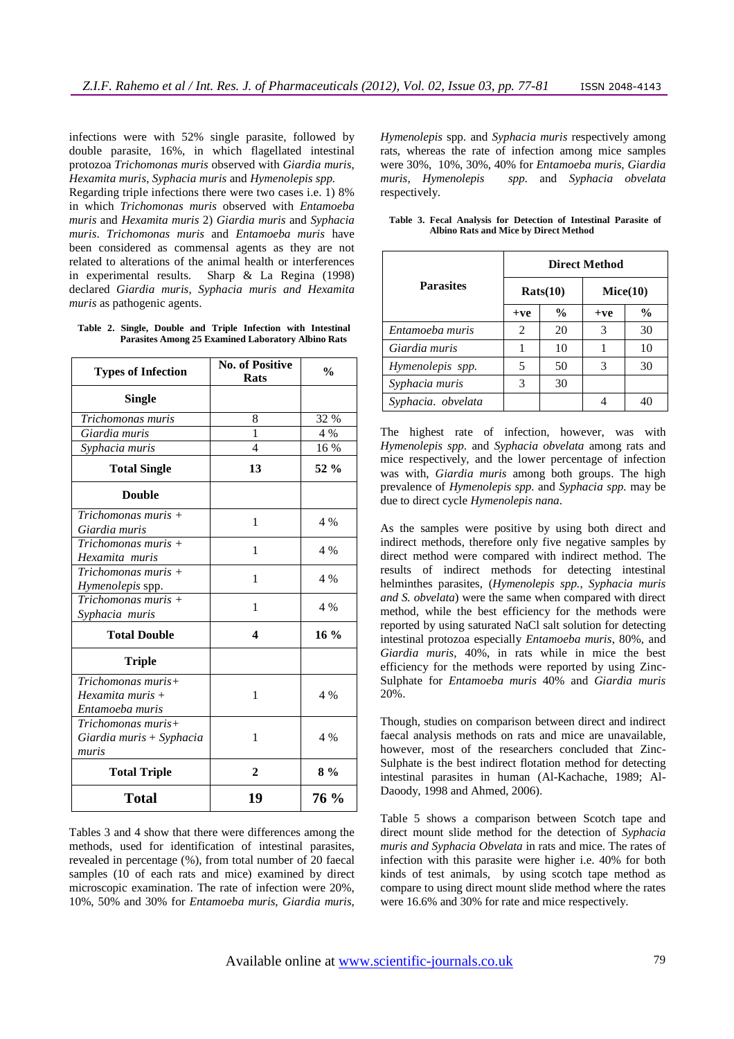infections were with 52% single parasite, followed by double parasite, 16%, in which flagellated intestinal protozoa *Trichomonas muris* observed with *Giardia muris, Hexamita muris, Syphacia muris* and *Hymenolepis spp.* Regarding triple infections there were two cases i.e. 1) 8% in which *Trichomonas muris* observed with *Entamoeba muris* and *Hexamita muris* 2) *Giardia muris* and *Syphacia muris*. *Trichomonas muris* and *Entamoeba muris* have been considered as commensal agents as they are not related to alterations of the animal health or interferences in experimental results. Sharp & La Regina (1998) declared *Giardia muris, Syphacia muris and Hexamita muris* as pathogenic agents.

**Table 2. Single, Double and Triple Infection with Intestinal Parasites Among 25 Examined Laboratory Albino Rats**

| Types of Infection | No. of Positive Rats | % |
|---|---|---|
| **Single** | | |
| *Trichomonas muris* | 8 | 32 % |
| *Giardia muris* | 1 | 4 % |
| *Syphacia muris* | 4 | 16 % |
| **Total Single** | **13** | **52 %** |
| **Double** | | |
| *Trichomonas muris + Giardia muris* | 1 | 4 % |
| *Trichomonas muris + Hexamita muris* | 1 | 4 % |
| *Trichomonas muris + Hymenolepis* spp. | 1 | 4 % |
| *Trichomonas muris + Syphacia muris* | 1 | 4 % |
| **Total Double** | **4** | **16 %** |
| **Triple** | | |
| *Trichomonas muris+ Hexamita muris + Entamoeba muris* | 1 | 4 % |
| *Trichomonas muris+ Giardia muris + Syphacia muris* | 1 | 4 % |
| **Total Triple** | **2** | **8 %** |
| **Total** | **19** | **76 %** |

Tables 3 and 4 show that there were differences among the methods, used for identification of intestinal parasites, revealed in percentage (%), from total number of 20 faecal samples (10 of each rats and mice) examined by direct microscopic examination. The rate of infection were 20%, 10%, 50% and 30% for *Entamoeba muris, Giardia muris, Hymenolepis* spp. and *Syphacia muris* respectively among rats, whereas the rate of infection among mice samples were 30%, 10%, 30%, 40% for *Entamoeba muris, Giardia muris, Hymenolepis spp.* and *Syphacia obvelata* respectively.

**Table 3. Fecal Analysis for Detection of Intestinal Parasite of Albino Rats and Mice by Direct Method**

| Parasites | Direct Method | | | |
|---|---|---|---|---|
| | Rats(10) | | Mice(10) | |
| | +ve | % | +ve | % |
| *Entamoeba muris* | 2 | 20 | 3 | 30 |
| *Giardia muris* | 1 | 10 | 1 | 10 |
| *Hymenolepis spp.* | 5 | 50 | 3 | 30 |
| *Syphacia muris* | 3 | 30 | | |
| *Syphacia. obvelata* | | | 4 | 40 |

The highest rate of infection, however, was with *Hymenolepis spp.* and *Syphacia obvelata* among rats and mice respectively, and the lower percentage of infection was with, *Giardia muris* among both groups. The high prevalence of *Hymenolepis spp.* and *Syphacia spp.* may be due to direct cycle *Hymenolepis nana*.

As the samples were positive by using both direct and indirect methods, therefore only five negative samples by direct method were compared with indirect method. The results of indirect methods for detecting intestinal helminthes parasites, (*Hymenolepis spp., Syphacia muris and S. obvelata*) were the same when compared with direct method, while the best efficiency for the methods were reported by using saturated NaCl salt solution for detecting intestinal protozoa especially *Entamoeba muris*, 80%, and *Giardia muris*, 40%, in rats while in mice the best efficiency for the methods were reported by using Zinc-Sulphate for *Entamoeba muris* 40% and *Giardia muris* 20%.

Though, studies on comparison between direct and indirect faecal analysis methods on rats and mice are unavailable, however, most of the researchers concluded that Zinc-Sulphate is the best indirect flotation method for detecting intestinal parasites in human (Al-Kachache, 1989; Al-Daoody, 1998 and Ahmed, 2006).

Table 5 shows a comparison between Scotch tape and direct mount slide method for the detection of *Syphacia muris and Syphacia Obvelata* in rats and mice. The rates of infection with this parasite were higher i.e. 40% for both kinds of test animals, by using scotch tape method as compare to using direct mount slide method where the rates were 16.6% and 30% for rate and mice respectively.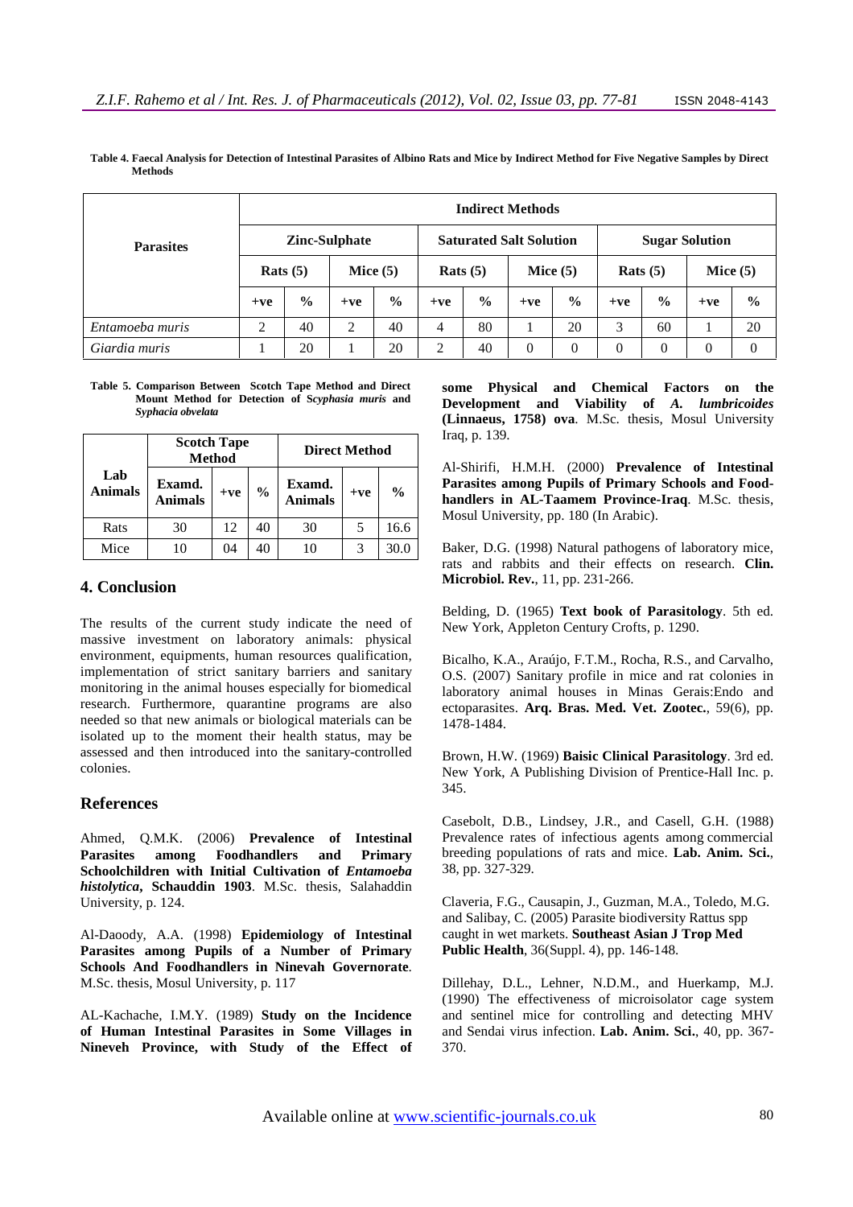**Table 4. Faecal Analysis for Detection of Intestinal Parasites of Albino Rats and Mice by Indirect Method for Five Negative Samples by Direct Methods**

| Parasites | Indirect Methods | | | | | | | | | | | |
|---|---|---|---|---|---|---|---|---|---|---|---|---|
| | Zinc-Sulphate | | | | Saturated Salt Solution | | | | Sugar Solution | | | |
| | Rats (5) | | Mice (5) | | Rats (5) | | Mice (5) | | Rats (5) | | Mice (5) | |
| | +ve | % | +ve | % | +ve | % | +ve | % | +ve | % | +ve | % |
| *Entamoeba muris* | 2 | 40 | 2 | 40 | 4 | 80 | 1 | 20 | 3 | 60 | 1 | 20 |
| *Giardia muris* | 1 | 20 | 1 | 20 | 2 | 40 | 0 | 0 | 0 | 0 | 0 | 0 |

**Table 5. Comparison Between Scotch Tape Method and Direct Mount Method for Detection of *Scyphasia muris* and *Syphacia obvelata***

| Lab Animals | Scotch Tape Method | | | Direct Method | | |
|---|---|---|---|---|---|---|
| | Examd. Animals | +ve | % | Examd. Animals | +ve | % |
| Rats | 30 | 12 | 40 | 30 | 5 | 16.6 |
| Mice | 10 | 04 | 40 | 10 | 3 | 30.0 |

## 4. Conclusion

The results of the current study indicate the need of massive investment on laboratory animals: physical environment, equipments, human resources qualification, implementation of strict sanitary barriers and sanitary monitoring in the animal houses especially for biomedical research. Furthermore, quarantine programs are also needed so that new animals or biological materials can be isolated up to the moment their health status, may be assessed and then introduced into the sanitary-controlled colonies.

## References

Ahmed, Q.M.K. (2006) **Prevalence of Intestinal Parasites among Foodhandlers and Primary Schoolchildren with Initial Cultivation of *Entamoeba histolytica*, Schauddin 1903**. M.Sc. thesis, Salahaddin University, p. 124.

Al-Daoody, A.A. (1998) **Epidemiology of Intestinal Parasites among Pupils of Primary Schools And Foodhandlers in Ninevah Governorate**. M.Sc. thesis, Mosul University, p. 117

AL-Kachache, I.M.Y. (1989) **Study on the Incidence of Human Intestinal Parasites in Some Villages in Nineveh Province, with Study of the Effect of some Physical and Chemical Factors on the Development and Viability of *A. lumbricoides* (Linnaeus, 1758) ova**. M.Sc. thesis, Mosul University Iraq, p. 139.

Al-Shirifi, H.M.H. (2000) **Prevalence of Intestinal Parasites among Pupils of Primary Schools and Food-handlers in AL-Taamem Province-Iraq**. M.Sc. thesis, Mosul University, pp. 180 (In Arabic).

Baker, D.G. (1998) Natural pathogens of laboratory mice, rats and rabbits and their effects on research. **Clin. Microbiol. Rev.**, 11, pp. 231-266.

Belding, D. (1965) **Text book of Parasitology**. 5th ed. New York, Appleton Century Crofts, p. 1290.

Bicalho, K.A., Araújo, F.T.M., Rocha, R.S., and Carvalho, O.S. (2007) Sanitary profile in mice and rat colonies in laboratory animal houses in Minas Gerais:Endo and ectoparasites. **Arq. Bras. Med. Vet. Zootec.**, 59(6), pp. 1478-1484.

Brown, H.W. (1969) **Baisic Clinical Parasitology**. 3rd ed. New York, A Publishing Division of Prentice-Hall Inc. p. 345.

Casebolt, D.B., Lindsey, J.R., and Casell, G.H. (1988) Prevalence rates of infectious agents among commercial breeding populations of rats and mice. **Lab. Anim. Sci.**, 38, pp. 327-329.

Claveria, F.G., Causapin, J., Guzman, M.A., Toledo, M.G. and Salibay, C. (2005) Parasite biodiversity Rattus spp caught in wet markets. **Southeast Asian J Trop Med Public Health**, 36(Suppl. 4), pp. 146-148.

Dillehay, D.L., Lehner, N.D.M., and Huerkamp, M.J. (1990) The effectiveness of microisolator cage system and sentinel mice for controlling and detecting MHV and Sendai virus infection. **Lab. Anim. Sci.**, 40, pp. 367-370.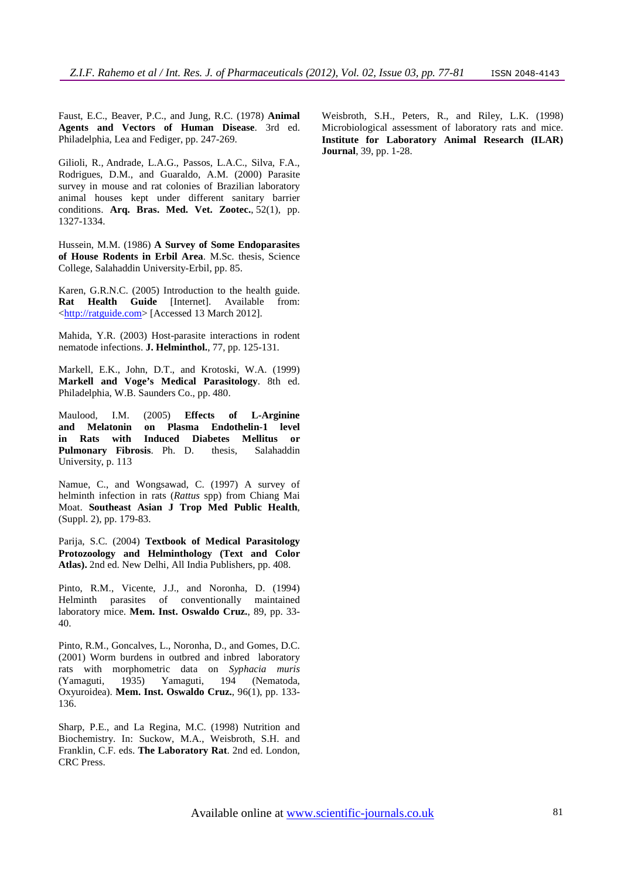Faust, E.C., Beaver, P.C., and Jung, R.C. (1978) **Animal Agents and Vectors of Human Disease**. 3rd ed. Philadelphia, Lea and Fediger, pp. 247-269.

Gilioli, R., Andrade, L.A.G., Passos, L.A.C., Silva, F.A., Rodrigues, D.M., and Guaraldo, A.M. (2000) Parasite survey in mouse and rat colonies of Brazilian laboratory animal houses kept under different sanitary barrier conditions. **Arq. Bras. Med. Vet. Zootec.**, 52(1), pp. 1327-1334.

Hussein, M.M. (1986) **A Survey of Some Endoparasites of House Rodents in Erbil Area**. M.Sc. thesis, Science College, Salahaddin University-Erbil, pp. 85.

Karen, G.R.N.C. (2005) Introduction to the health guide. **Rat Health Guide** [Internet]. Available from: <http://ratguide.com> [Accessed 13 March 2012].

Mahida, Y.R. (2003) Host-parasite interactions in rodent nematode infections. **J. Helminthol.**, 77, pp. 125-131.

Markell, E.K., John, D.T., and Krotoski, W.A. (1999) **Markell and Voge's Medical Parasitology**. 8th ed. Philadelphia, W.B. Saunders Co., pp. 480.

Maulood, I.M. (2005) **Effects of L-Arginine and Melatonin on Plasma Endothelin-1 level in Rats with Induced Diabetes Mellitus or Pulmonary Fibrosis**. Ph. D. thesis, Salahaddin University, p. 113

Namue, C., and Wongsawad, C. (1997) A survey of helminth infection in rats (*Rattus* spp) from Chiang Mai Moat. **Southeast Asian J Trop Med Public Health**, (Suppl. 2), pp. 179-83.

Parija, S.C. (2004) **Textbook of Medical Parasitology Protozoology and Helminthology (Text and Color Atlas).** 2nd ed. New Delhi, All India Publishers, pp. 408.

Pinto, R.M., Vicente, J.J., and Noronha, D. (1994) Helminth parasites of conventionally maintained laboratory mice. **Mem. Inst. Oswaldo Cruz.**, 89, pp. 33-40.

Pinto, R.M., Goncalves, L., Noronha, D., and Gomes, D.C. (2001) Worm burdens in outbred and inbred laboratory rats with morphometric data on *Syphacia muris* (Yamaguti, 1935) Yamaguti, 194 (Nematoda, Oxyuroidea). **Mem. Inst. Oswaldo Cruz.**, 96(1), pp. 133-136.

Sharp, P.E., and La Regina, M.C. (1998) Nutrition and Biochemistry. In: Suckow, M.A., Weisbroth, S.H. and Franklin, C.F. eds. **The Laboratory Rat**. 2nd ed. London, CRC Press.

Weisbroth, S.H., Peters, R., and Riley, L.K. (1998) Microbiological assessment of laboratory rats and mice. **Institute for Laboratory Animal Research (ILAR) Journal**, 39, pp. 1-28.